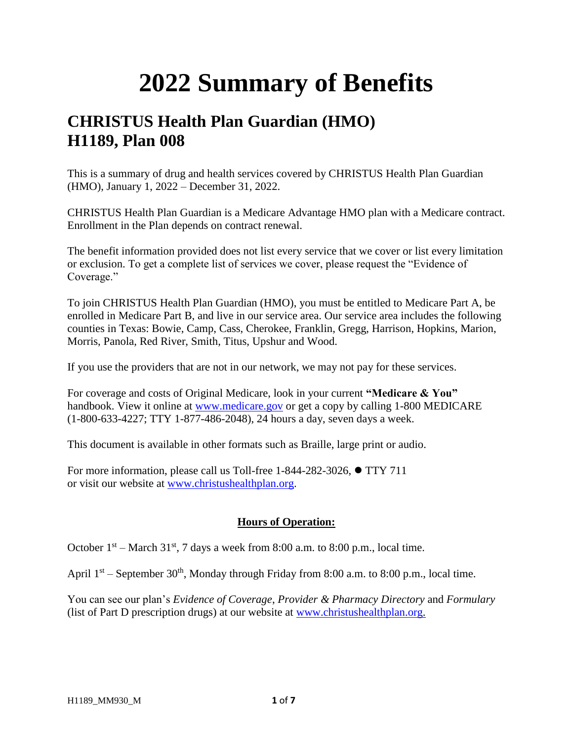# 2022 Summary of Benefits

## CHRISTUS Health Plan Guardian (HMO)
## H1189, Plan 008

This is a summary of drug and health services covered by CHRISTUS Health Plan Guardian (HMO), January 1, 2022 – December 31, 2022.

CHRISTUS Health Plan Guardian is a Medicare Advantage HMO plan with a Medicare contract. Enrollment in the Plan depends on contract renewal.

The benefit information provided does not list every service that we cover or list every limitation or exclusion. To get a complete list of services we cover, please request the "Evidence of Coverage."

To join CHRISTUS Health Plan Guardian (HMO), you must be entitled to Medicare Part A, be enrolled in Medicare Part B, and live in our service area. Our service area includes the following counties in Texas: Bowie, Camp, Cass, Cherokee, Franklin, Gregg, Harrison, Hopkins, Marion, Morris, Panola, Red River, Smith, Titus, Upshur and Wood.

If you use the providers that are not in our network, we may not pay for these services.

For coverage and costs of Original Medicare, look in your current **"Medicare & You"** handbook. View it online at [www.medicare.gov](http://www.medicare.gov) or get a copy by calling 1-800 MEDICARE (1-800-633-4227; TTY 1-877-486-2048), 24 hours a day, seven days a week.

This document is available in other formats such as Braille, large print or audio.

For more information, please call us Toll-free 1-844-282-3026, ● TTY 711 or visit our website at [www.christushealthplan.org](http://www.christushealthplan.org).

**Hours of Operation:**

October 1st – March 31st, 7 days a week from 8:00 a.m. to 8:00 p.m., local time.

April 1st – September 30th, Monday through Friday from 8:00 a.m. to 8:00 p.m., local time.

You can see our plan's *Evidence of Coverage*, *Provider & Pharmacy Directory* and *Formulary* (list of Part D prescription drugs) at our website at [www.christushealthplan.org.](http://www.christushealthplan.org)

H1189_MM930_M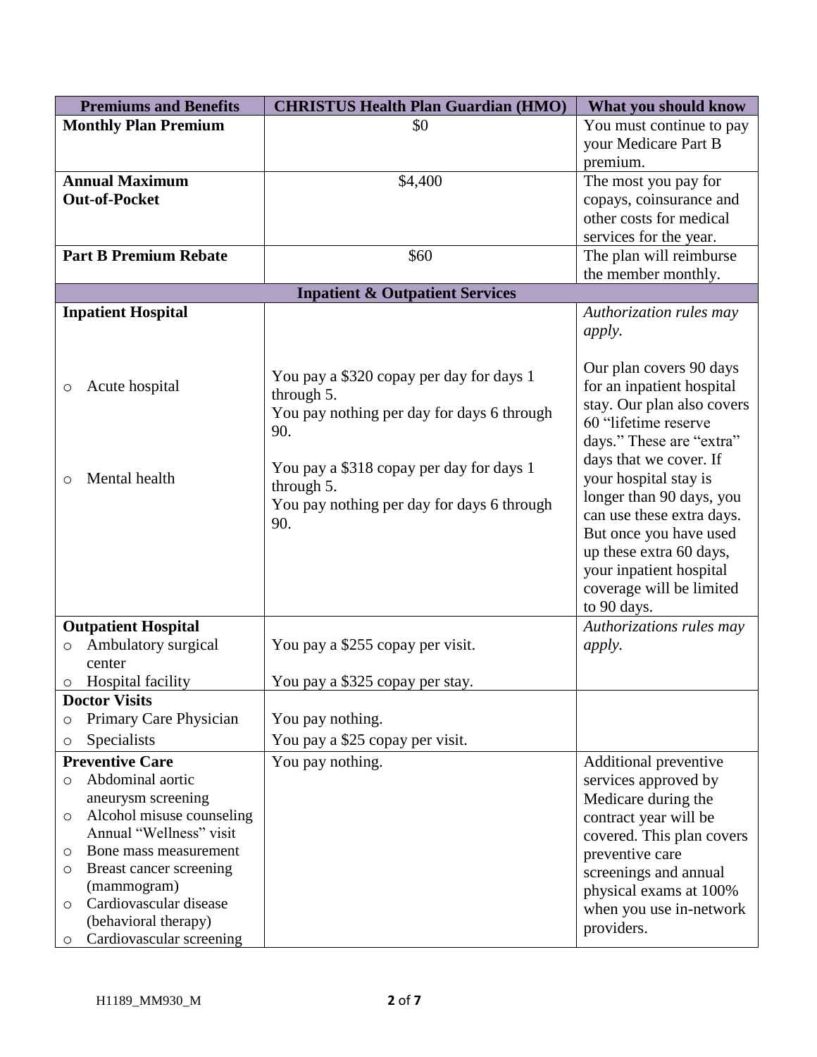| Premiums and Benefits | CHRISTUS Health Plan Guardian (HMO) | What you should know |
|---|---|---|
| **Monthly Plan Premium** | $0 | You must continue to pay your Medicare Part B premium. |
| **Annual Maximum Out-of-Pocket** | $4,400 | The most you pay for copays, coinsurance and other costs for medical services for the year. |
| **Part B Premium Rebate** | $60 | The plan will reimburse the member monthly. |
| **Inpatient & Outpatient Services** | | |
| **Inpatient Hospital**<br>○ Acute hospital<br>○ Mental health | Acute hospital: You pay a $320 copay per day for days 1 through 5. You pay nothing per day for days 6 through 90.<br>Mental health: You pay a $318 copay per day for days 1 through 5. You pay nothing per day for days 6 through 90. | *Authorization rules may apply.*<br>Our plan covers 90 days for an inpatient hospital stay. Our plan also covers 60 "lifetime reserve days." These are "extra" days that we cover. If your hospital stay is longer than 90 days, you can use these extra days. But once you have used up these extra 60 days, your inpatient hospital coverage will be limited to 90 days. |
| **Outpatient Hospital**<br>○ Ambulatory surgical center<br>○ Hospital facility | Ambulatory surgical center: You pay a $255 copay per visit.<br>Hospital facility: You pay a $325 copay per stay. | *Authorizations rules may apply.* |
| **Doctor Visits**<br>○ Primary Care Physician<br>○ Specialists | Primary Care Physician: You pay nothing.<br>Specialists: You pay a $25 copay per visit. | |
| **Preventive Care**<br>○ Abdominal aortic aneurysm screening<br>○ Alcohol misuse counseling Annual "Wellness" visit<br>○ Bone mass measurement<br>○ Breast cancer screening (mammogram)<br>○ Cardiovascular disease (behavioral therapy)<br>○ Cardiovascular screening | You pay nothing. | Additional preventive services approved by Medicare during the contract year will be covered. This plan covers preventive care screenings and annual physical exams at 100% when you use in-network providers. |

H1189_MM930_M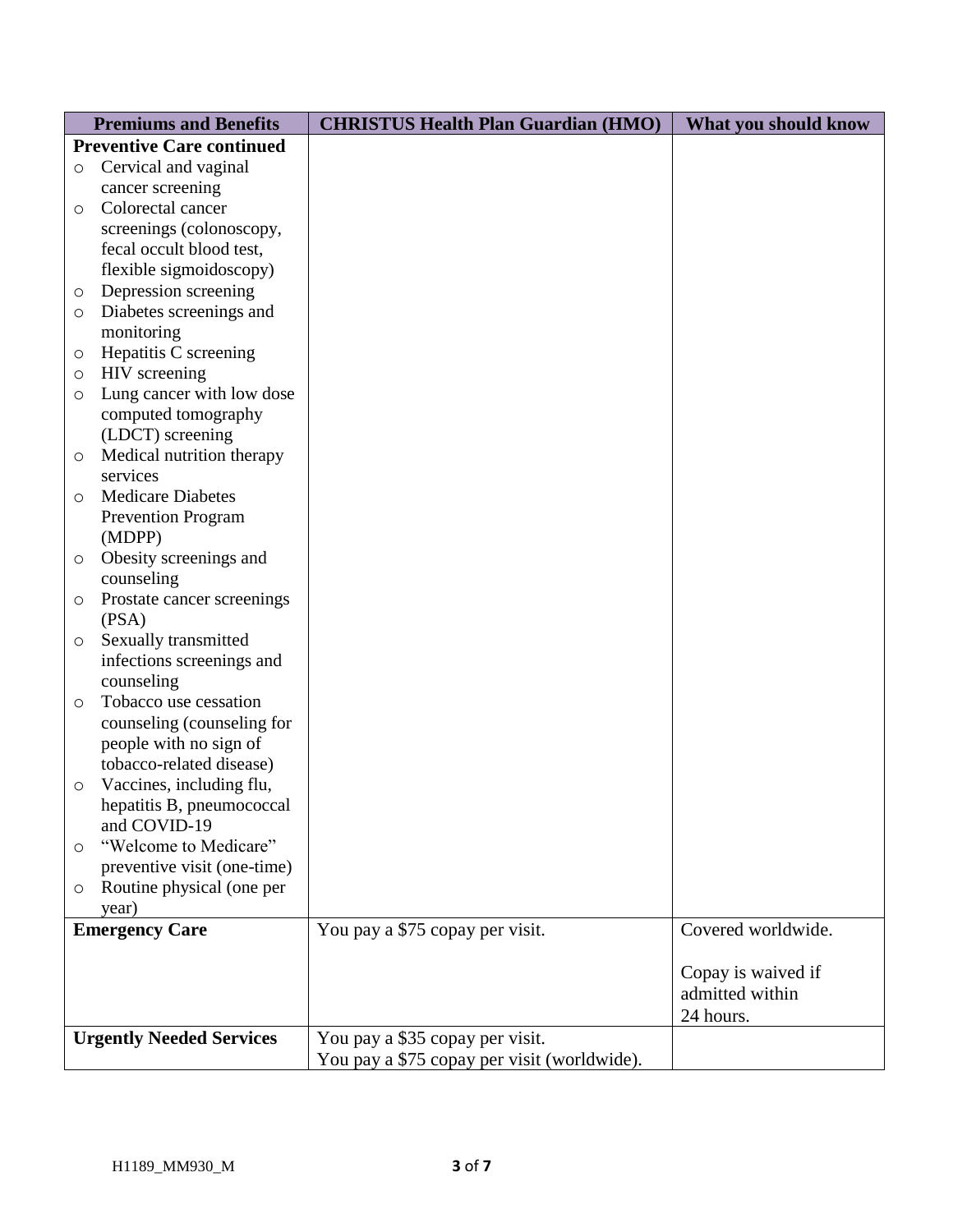| Premiums and Benefits | CHRISTUS Health Plan Guardian (HMO) | What you should know |
|---|---|---|
| **Preventive Care continued**<br>○ Cervical and vaginal cancer screening<br>○ Colorectal cancer screenings (colonoscopy, fecal occult blood test, flexible sigmoidoscopy)<br>○ Depression screening<br>○ Diabetes screenings and monitoring<br>○ Hepatitis C screening<br>○ HIV screening<br>○ Lung cancer with low dose computed tomography (LDCT) screening<br>○ Medical nutrition therapy services<br>○ Medicare Diabetes Prevention Program (MDPP)<br>○ Obesity screenings and counseling<br>○ Prostate cancer screenings (PSA)<br>○ Sexually transmitted infections screenings and counseling<br>○ Tobacco use cessation counseling (counseling for people with no sign of tobacco-related disease)<br>○ Vaccines, including flu, hepatitis B, pneumococcal and COVID-19<br>○ "Welcome to Medicare" preventive visit (one-time)<br>○ Routine physical (one per year) | | |
| **Emergency Care** | You pay a $75 copay per visit. | Covered worldwide.<br><br>Copay is waived if admitted within 24 hours. |
| **Urgently Needed Services** | You pay a $35 copay per visit.<br>You pay a $75 copay per visit (worldwide). | |

H1189_MM930_M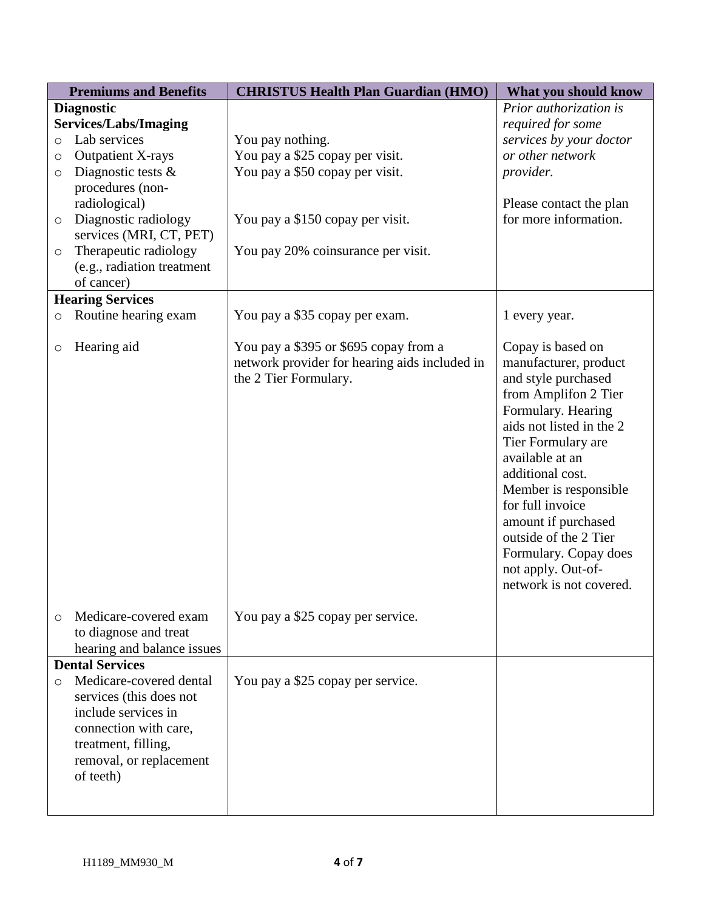| Premiums and Benefits | CHRISTUS Health Plan Guardian (HMO) | What you should know |
|---|---|---|
| **Diagnostic Services/Labs/Imaging**<br>○ Lab services<br>○ Outpatient X-rays<br>○ Diagnostic tests & procedures (non-radiological)<br>○ Diagnostic radiology services (MRI, CT, PET)<br>○ Therapeutic radiology (e.g., radiation treatment of cancer) | You pay nothing.<br>You pay a $25 copay per visit.<br>You pay a $50 copay per visit.<br><br>You pay a $150 copay per visit.<br><br>You pay 20% coinsurance per visit. | *Prior authorization is required for some services by your doctor or other network provider.*<br><br>Please contact the plan for more information. |
| **Hearing Services**<br>○ Routine hearing exam | You pay a $35 copay per exam. | 1 every year. |
| ○ Hearing aid | You pay a $395 or $695 copay from a network provider for hearing aids included in the 2 Tier Formulary. | Copay is based on manufacturer, product and style purchased from Amplifon 2 Tier Formulary. Hearing aids not listed in the 2 Tier Formulary are available at an additional cost. Member is responsible for full invoice amount if purchased outside of the 2 Tier Formulary. Copay does not apply. Out-of-network is not covered. |
| ○ Medicare-covered exam to diagnose and treat hearing and balance issues | You pay a $25 copay per service. | |
| **Dental Services**<br>○ Medicare-covered dental services (this does not include services in connection with care, treatment, filling, removal, or replacement of teeth) | You pay a $25 copay per service. | |

H1189_MM930_M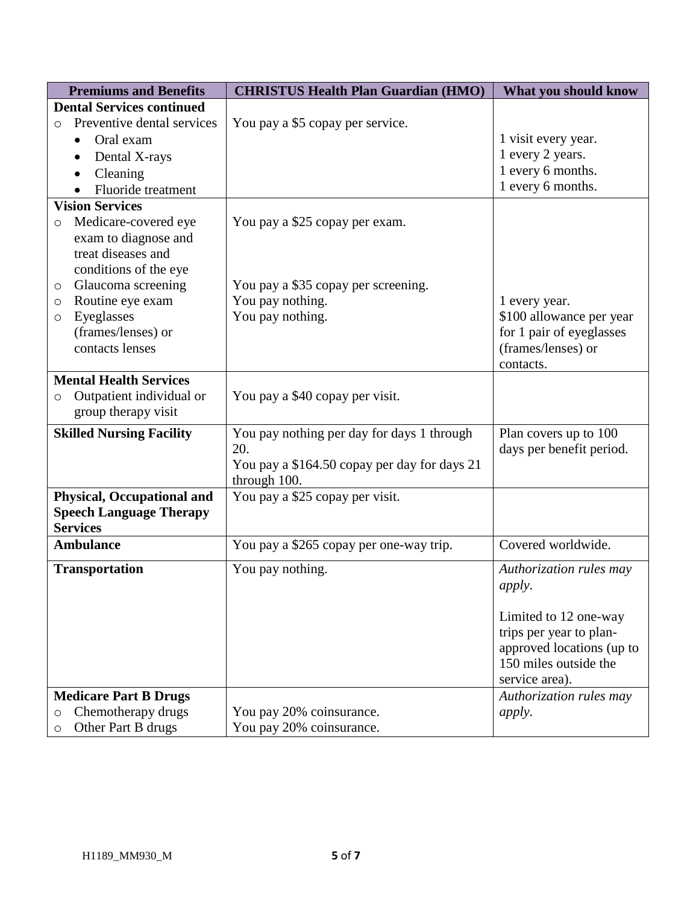| Premiums and Benefits | CHRISTUS Health Plan Guardian (HMO) | What you should know |
|---|---|---|
| **Dental Services continued**<br>○ Preventive dental services<br>• Oral exam<br>• Dental X-rays<br>• Cleaning<br>• Fluoride treatment | You pay a $5 copay per service. | <br>1 visit every year.<br>1 every 2 years.<br>1 every 6 months.<br>1 every 6 months. |
| **Vision Services**<br>○ Medicare-covered eye exam to diagnose and treat diseases and conditions of the eye<br>○ Glaucoma screening<br>○ Routine eye exam<br>○ Eyeglasses (frames/lenses) or contacts lenses | You pay a $25 copay per exam.<br><br>You pay a $35 copay per screening.<br>You pay nothing.<br>You pay nothing. | <br><br><br>1 every year.<br>$100 allowance per year for 1 pair of eyeglasses (frames/lenses) or contacts. |
| **Mental Health Services**<br>○ Outpatient individual or group therapy visit | You pay a $40 copay per visit. | |
| **Skilled Nursing Facility** | You pay nothing per day for days 1 through 20.<br>You pay a $164.50 copay per day for days 21 through 100. | Plan covers up to 100 days per benefit period. |
| **Physical, Occupational and Speech Language Therapy Services** | You pay a $25 copay per visit. | |
| **Ambulance** | You pay a $265 copay per one-way trip. | Covered worldwide. |
| **Transportation** | You pay nothing. | *Authorization rules may apply*.<br><br>Limited to 12 one-way trips per year to plan-approved locations (up to 150 miles outside the service area). |
| **Medicare Part B Drugs**<br>○ Chemotherapy drugs<br>○ Other Part B drugs | <br>You pay 20% coinsurance.<br>You pay 20% coinsurance. | *Authorization rules may apply*. |

H1189_MM930_M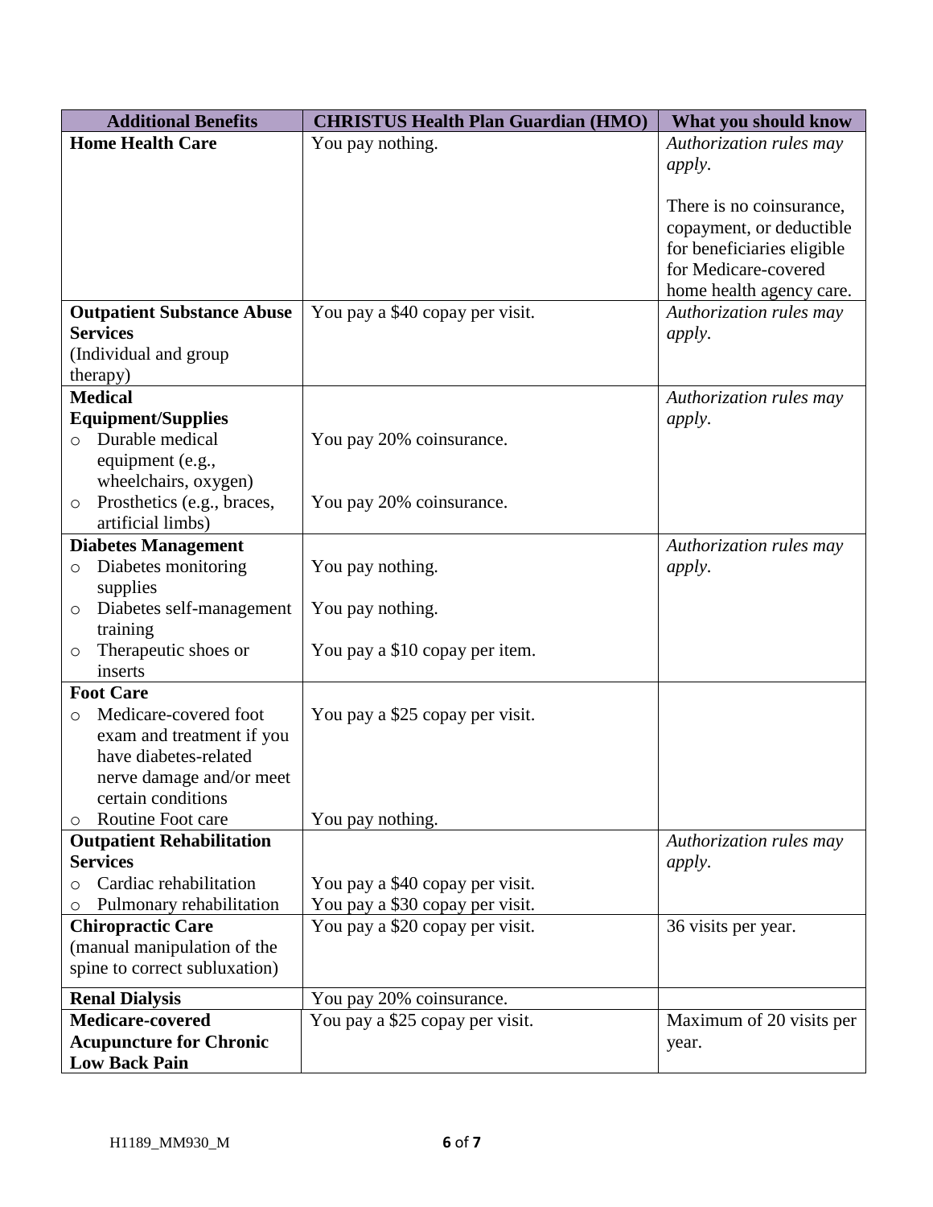| Additional Benefits | CHRISTUS Health Plan Guardian (HMO) | What you should know |
|---|---|---|
| **Home Health Care** | You pay nothing. | *Authorization rules may apply*.<br><br>There is no coinsurance, copayment, or deductible for beneficiaries eligible for Medicare-covered home health agency care. |
| **Outpatient Substance Abuse Services**<br>(Individual and group therapy) | You pay a $40 copay per visit. | *Authorization rules may apply*. |
| **Medical Equipment/Supplies**<br>○ Durable medical equipment (e.g., wheelchairs, oxygen)<br>○ Prosthetics (e.g., braces, artificial limbs) | <br>You pay 20% coinsurance.<br><br>You pay 20% coinsurance. | *Authorization rules may apply*. |
| **Diabetes Management**<br>○ Diabetes monitoring supplies<br>○ Diabetes self-management training<br>○ Therapeutic shoes or inserts | <br>You pay nothing.<br><br>You pay nothing.<br><br>You pay a $10 copay per item. | *Authorization rules may apply*. |
| **Foot Care**<br>○ Medicare-covered foot exam and treatment if you have diabetes-related nerve damage and/or meet certain conditions<br>○ Routine Foot care | <br>You pay a $25 copay per visit.<br><br><br><br>You pay nothing. | |
| **Outpatient Rehabilitation Services**<br>○ Cardiac rehabilitation<br>○ Pulmonary rehabilitation | <br><br>You pay a $40 copay per visit.<br>You pay a $30 copay per visit. | *Authorization rules may apply*. |
| **Chiropractic Care**<br>(manual manipulation of the spine to correct subluxation) | You pay a $20 copay per visit. | 36 visits per year. |
| **Renal Dialysis** | You pay 20% coinsurance. | |
| **Medicare-covered Acupuncture for Chronic Low Back Pain** | You pay a $25 copay per visit. | Maximum of 20 visits per year. |

H1189_MM930_M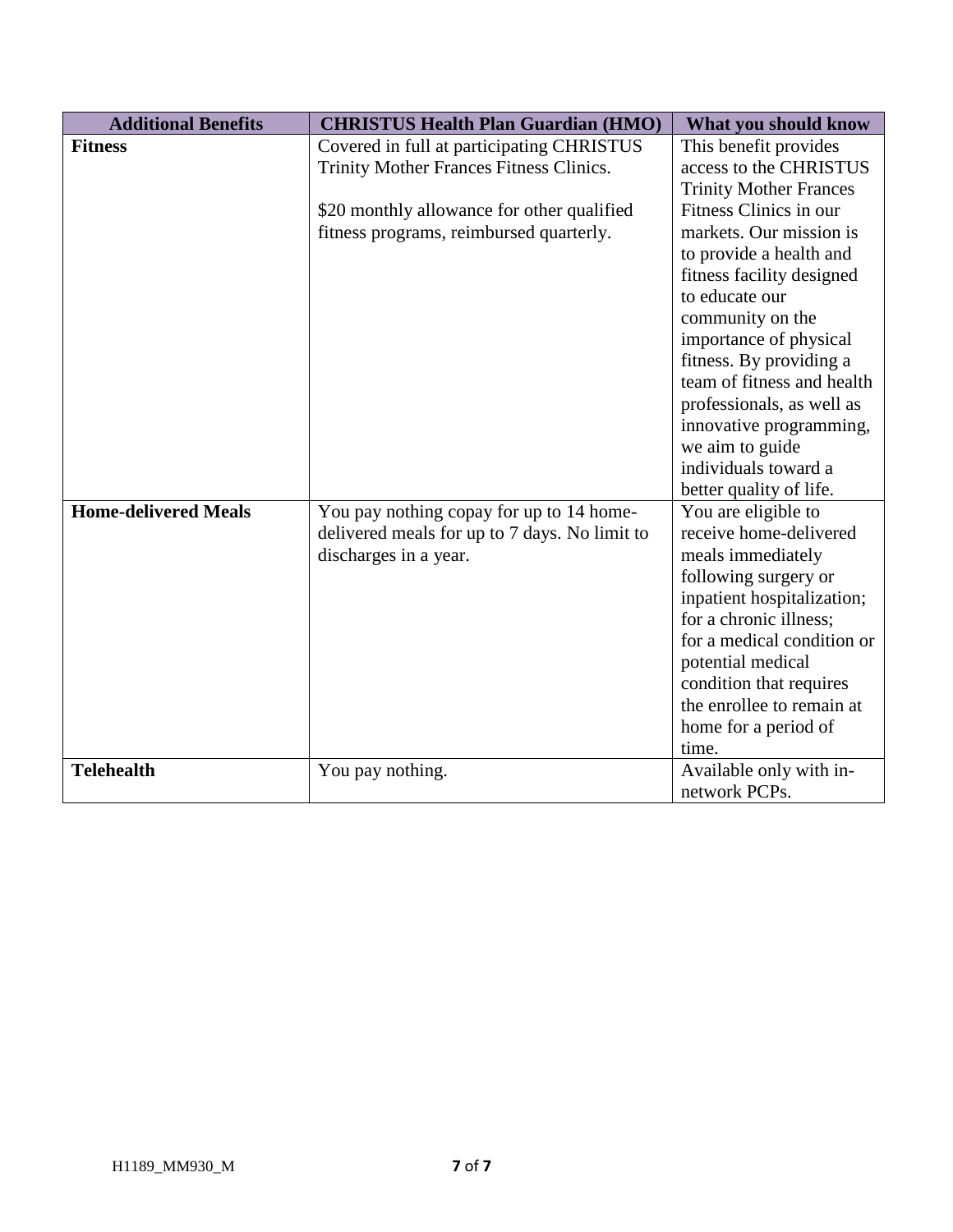| Additional Benefits | CHRISTUS Health Plan Guardian (HMO) | What you should know |
| --- | --- | --- |
| **Fitness** | Covered in full at participating CHRISTUS Trinity Mother Frances Fitness Clinics.<br><br>$20 monthly allowance for other qualified fitness programs, reimbursed quarterly. | This benefit provides access to the CHRISTUS Trinity Mother Frances Fitness Clinics in our markets. Our mission is to provide a health and fitness facility designed to educate our community on the importance of physical fitness. By providing a team of fitness and health professionals, as well as innovative programming, we aim to guide individuals toward a better quality of life. |
| **Home-delivered Meals** | You pay nothing copay for up to 14 home-delivered meals for up to 7 days. No limit to discharges in a year. | You are eligible to receive home-delivered meals immediately following surgery or inpatient hospitalization; for a chronic illness; for a medical condition or potential medical condition that requires the enrollee to remain at home for a period of time. |
| **Telehealth** | You pay nothing. | Available only with in-network PCPs. |

H1189_MM930_M